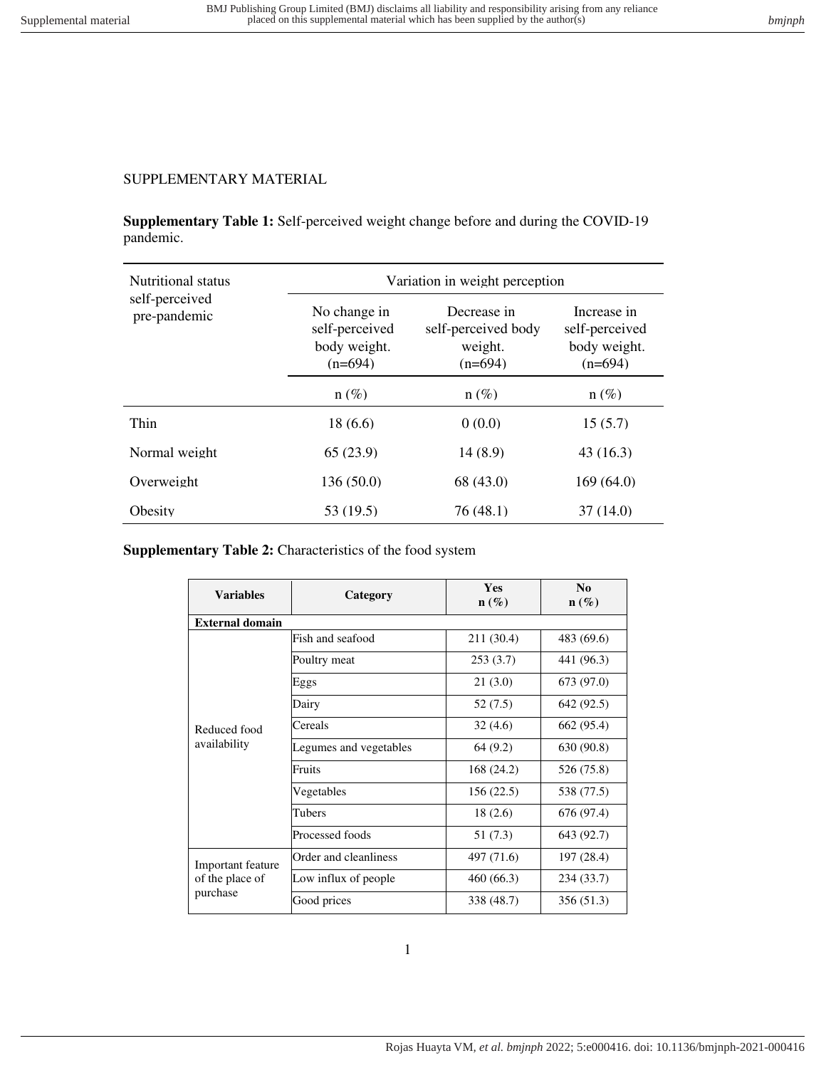SUPPLEMENTARY MATERIAL

**Supplementary Table 1:** Self-perceived weight change before and during the COVID-19 pandemic.

| Nutritional status self-perceived pre-pandemic | Variation in weight perception | | |
|---|---|---|---|
| | No change in self-perceived body weight. (n=694) | Decrease in self-perceived body weight. (n=694) | Increase in self-perceived body weight. (n=694) |
| | n (%) | n (%) | n (%) |
| Thin | 18 (6.6) | 0 (0.0) | 15 (5.7) |
| Normal weight | 65 (23.9) | 14 (8.9) | 43 (16.3) |
| Overweight | 136 (50.0) | 68 (43.0) | 169 (64.0) |
| Obesity | 53 (19.5) | 76 (48.1) | 37 (14.0) |

**Supplementary Table 2:** Characteristics of the food system

| Variables | Category | Yes n (%) | No n (%) |
|---|---|---|---|
| **External domain** | | | |
| Reduced food availability | Fish and seafood | 211 (30.4) | 483 (69.6) |
| | Poultry meat | 253 (3.7) | 441 (96.3) |
| | Eggs | 21 (3.0) | 673 (97.0) |
| | Dairy | 52 (7.5) | 642 (92.5) |
| | Cereals | 32 (4.6) | 662 (95.4) |
| | Legumes and vegetables | 64 (9.2) | 630 (90.8) |
| | Fruits | 168 (24.2) | 526 (75.8) |
| | Vegetables | 156 (22.5) | 538 (77.5) |
| | Tubers | 18 (2.6) | 676 (97.4) |
| | Processed foods | 51 (7.3) | 643 (92.7) |
| Important feature of the place of purchase | Order and cleanliness | 497 (71.6) | 197 (28.4) |
| | Low influx of people | 460 (66.3) | 234 (33.7) |
| | Good prices | 338 (48.7) | 356 (51.3) |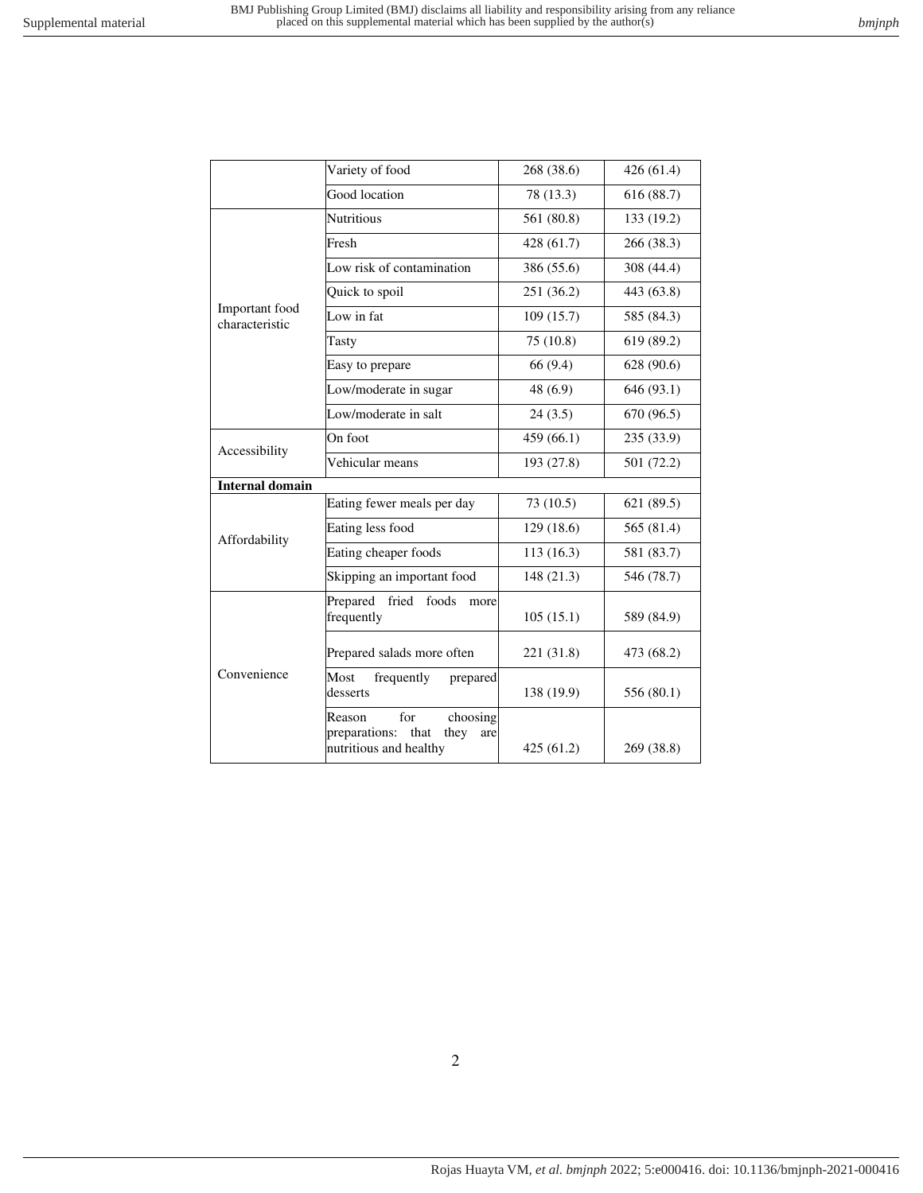| | | | |
|---|---|---|---|
| | Variety of food | 268 (38.6) | 426 (61.4) |
| | Good location | 78 (13.3) | 616 (88.7) |
| Important food characteristic | Nutritious | 561 (80.8) | 133 (19.2) |
| | Fresh | 428 (61.7) | 266 (38.3) |
| | Low risk of contamination | 386 (55.6) | 308 (44.4) |
| | Quick to spoil | 251 (36.2) | 443 (63.8) |
| | Low in fat | 109 (15.7) | 585 (84.3) |
| | Tasty | 75 (10.8) | 619 (89.2) |
| | Easy to prepare | 66 (9.4) | 628 (90.6) |
| | Low/moderate in sugar | 48 (6.9) | 646 (93.1) |
| | Low/moderate in salt | 24 (3.5) | 670 (96.5) |
| Accessibility | On foot | 459 (66.1) | 235 (33.9) |
| | Vehicular means | 193 (27.8) | 501 (72.2) |
| **Internal domain** | | | |
| Affordability | Eating fewer meals per day | 73 (10.5) | 621 (89.5) |
| | Eating less food | 129 (18.6) | 565 (81.4) |
| | Eating cheaper foods | 113 (16.3) | 581 (83.7) |
| | Skipping an important food | 148 (21.3) | 546 (78.7) |
| Convenience | Prepared fried foods more frequently | 105 (15.1) | 589 (84.9) |
| | Prepared salads more often | 221 (31.8) | 473 (68.2) |
| | Most frequently prepared desserts | 138 (19.9) | 556 (80.1) |
| | Reason for choosing preparations: that they are nutritious and healthy | 425 (61.2) | 269 (38.8) |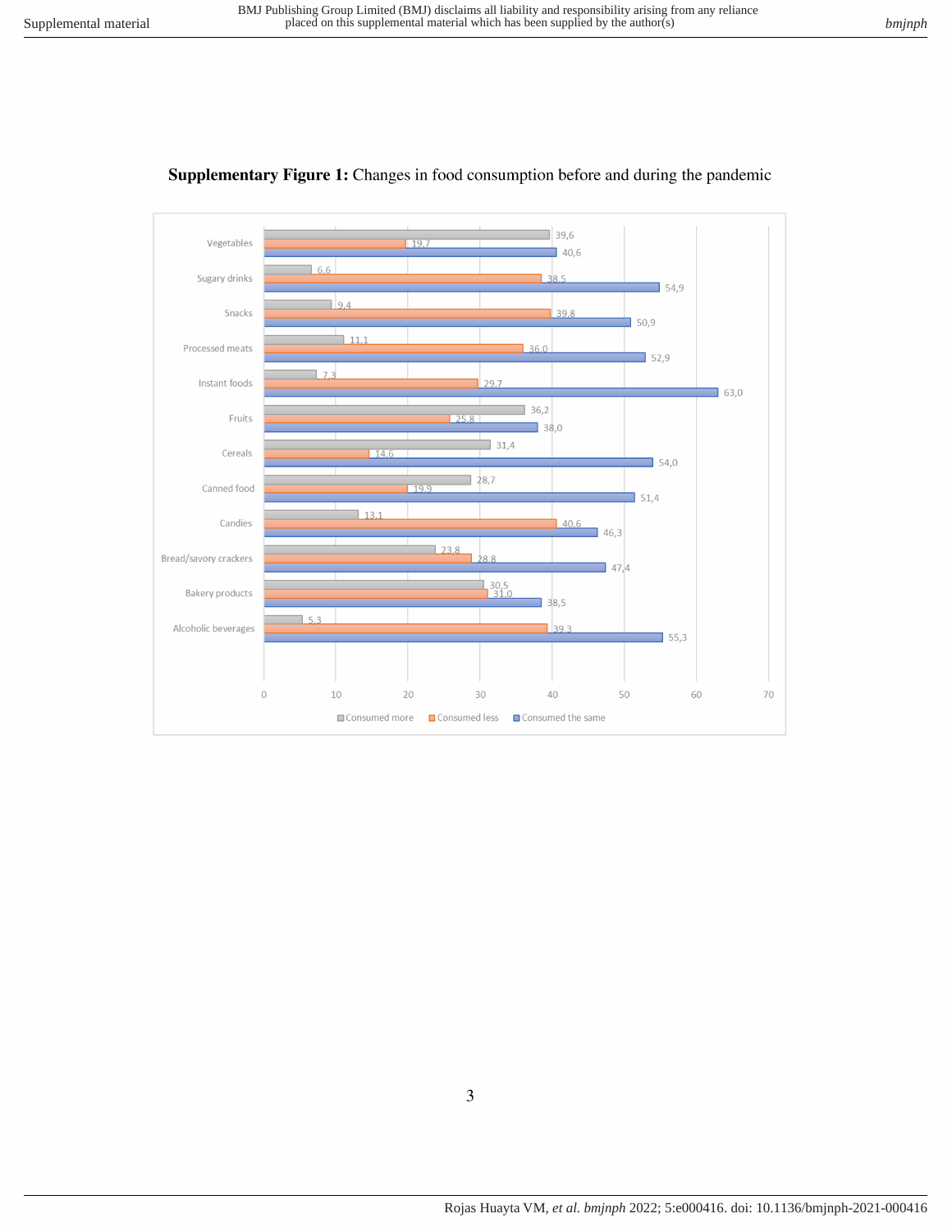**Supplementary Figure 1:** Changes in food consumption before and during the pandemic

Vegetables: 39,6 | 19,7 | 40,6

Sugary drinks: 6,6 | 38,5 | 54,9

Snacks: 9,4 | 39,8 | 50,9

Processed meats: 11,1 | 36,0 | 52,9

Instant foods: 7,3 | 29,7 | 63,0

Fruits: 36,2 | 25,8 | 38,0

Cereals: 31,4 | 14,6 | 54,0

Canned food: 28,7 | 19,9 | 51,4

Candies: 13,1 | 40,6 | 46,3

Bread/savory crackers: 23,8 | 28,8 | 47,4

Bakery products: 30,5 | 31,0 | 38,5

Alcoholic beverages: 5,3 | 39,3 | 55,3

0 10 20 30 40 50 60 70

Consumed more | Consumed less | Consumed the same